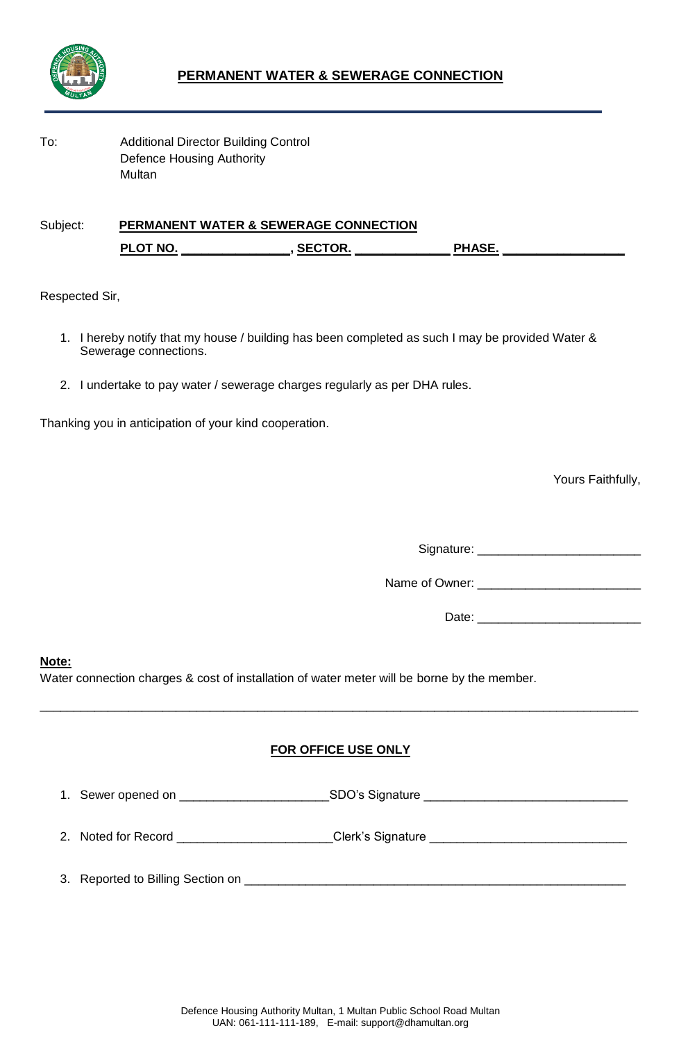# PERMANENT WATER & SEWERAGE CONNECTION

To: Additional Director Building Control
Defence Housing Authority
Multan

Subject: **PERMANENT WATER & SEWERAGE CONNECTION**

**PLOT NO. _______________, SECTOR. _____________ PHASE. _________________**

Respected Sir,

1. I hereby notify that my house / building has been completed as such I may be provided Water & Sewerage connections.
2. I undertake to pay water / sewerage charges regularly as per DHA rules.

Thanking you in anticipation of your kind cooperation.

Yours Faithfully,

Signature: _______________________

Name of Owner: _______________________

Date: _______________________

**Note:**
Water connection charges & cost of installation of water meter will be borne by the member.

---

**FOR OFFICE USE ONLY**

1. Sewer opened on _____________________SDO's Signature _____________________________
2. Noted for Record ______________________Clerk's Signature ____________________________
3. Reported to Billing Section on _______________________________________________________

Defence Housing Authority Multan, 1 Multan Public School Road Multan
UAN: 061-111-111-189, E-mail: support@dhamultan.org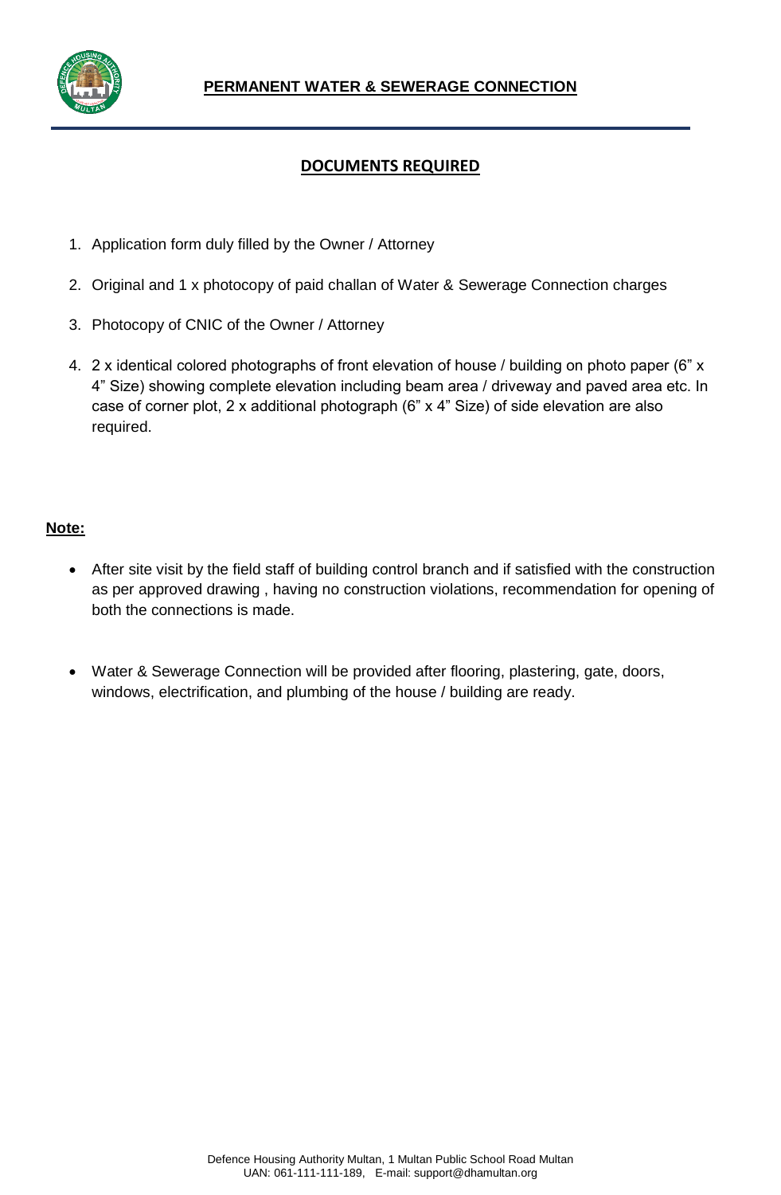## PERMANENT WATER & SEWERAGE CONNECTION

### DOCUMENTS REQUIRED

1. Application form duly filled by the Owner / Attorney
2. Original and 1 x photocopy of paid challan of Water & Sewerage Connection charges
3. Photocopy of CNIC of the Owner / Attorney
4. 2 x identical colored photographs of front elevation of house / building on photo paper (6" x 4" Size) showing complete elevation including beam area / driveway and paved area etc. In case of corner plot, 2 x additional photograph (6" x 4" Size) of side elevation are also required.

**Note:**

- After site visit by the field staff of building control branch and if satisfied with the construction as per approved drawing , having no construction violations, recommendation for opening of both the connections is made.
- Water & Sewerage Connection will be provided after flooring, plastering, gate, doors, windows, electrification, and plumbing of the house / building are ready.

Defence Housing Authority Multan, 1 Multan Public School Road Multan
UAN: 061-111-111-189, E-mail: support@dhamultan.org